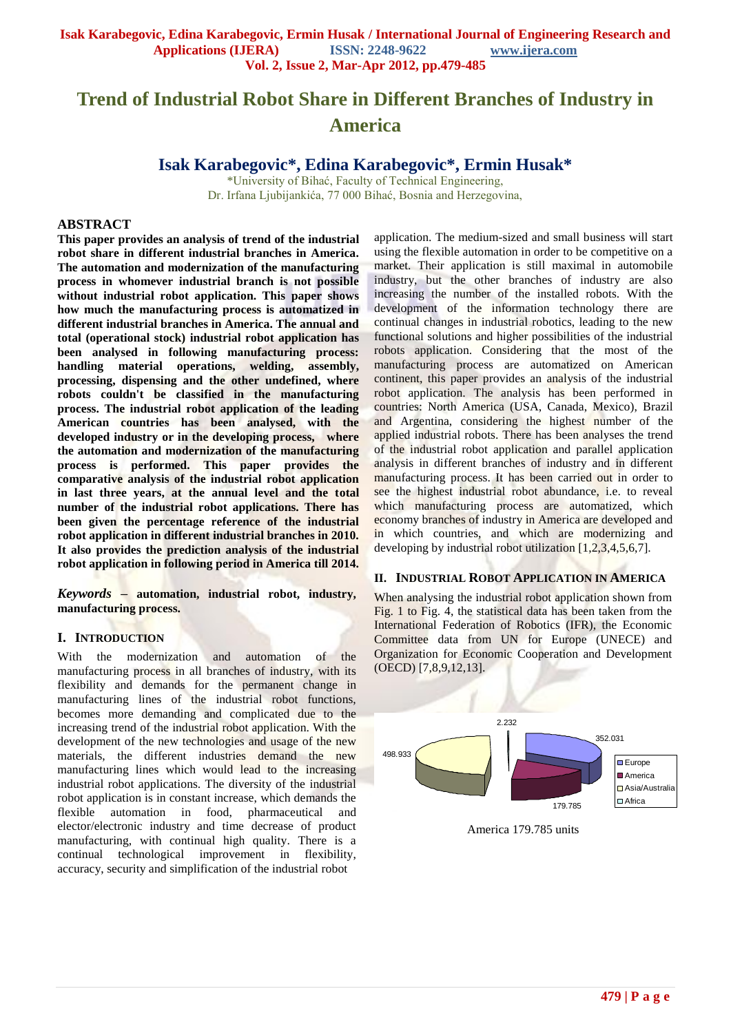# Trend of Industrial Robot Share in Different Branches of Industry in America

## Isak Karabegovic*, Edina Karabegovic*, Ermin Husak*

*University of Bihać, Faculty of Technical Engineering,
Dr. Irfana Ljubijankića, 77 000 Bihać, Bosnia and Herzegovina,

## ABSTRACT

**This paper provides an analysis of trend of the industrial robot share in different industrial branches in America. The automation and modernization of the manufacturing process in whomever industrial branch is not possible without industrial robot application. This paper shows how much the manufacturing process is automatized in different industrial branches in America. The annual and total (operational stock) industrial robot application has been analysed in following manufacturing process: handling material operations, welding, assembly, processing, dispensing and the other undefined, where robots couldn't be classified in the manufacturing process. The industrial robot application of the leading American countries has been analysed, with the developed industry or in the developing process, where the automation and modernization of the manufacturing process is performed. This paper provides the comparative analysis of the industrial robot application in last three years, at the annual level and the total number of the industrial robot applications. There has been given the percentage reference of the industrial robot application in different industrial branches in 2010. It also provides the prediction analysis of the industrial robot application in following period in America till 2014.**

***Keywords*** **– automation, industrial robot, industry, manufacturing process.**

## I. Introduction

With the modernization and automation of the manufacturing process in all branches of industry, with its flexibility and demands for the permanent change in manufacturing lines of the industrial robot functions, becomes more demanding and complicated due to the increasing trend of the industrial robot application. With the development of the new technologies and usage of the new materials, the different industries demand the new manufacturing lines which would lead to the increasing industrial robot applications. The diversity of the industrial robot application is in constant increase, which demands the flexible automation in food, pharmaceutical and elector/electronic industry and time decrease of product manufacturing, with continual high quality. There is a continual technological improvement in flexibility, accuracy, security and simplification of the industrial robot application. The medium-sized and small business will start using the flexible automation in order to be competitive on a market. Their application is still maximal in automobile industry, but the other branches of industry are also increasing the number of the installed robots. With the development of the information technology there are continual changes in industrial robotics, leading to the new functional solutions and higher possibilities of the industrial robots application. Considering that the most of the manufacturing process are automatized on American continent, this paper provides an analysis of the industrial robot application. The analysis has been performed in countries: North America (USA, Canada, Mexico), Brazil and Argentina, considering the highest number of the applied industrial robots. There has been analyses the trend of the industrial robot application and parallel application analysis in different branches of industry and in different manufacturing process. It has been carried out in order to see the highest industrial robot abundance, i.e. to reveal which manufacturing process are automatized, which economy branches of industry in America are developed and in which countries, and which are modernizing and developing by industrial robot utilization [1,2,3,4,5,6,7].

## II. Industrial Robot Application in America

When analysing the industrial robot application shown from Fig. 1 to Fig. 4, the statistical data has been taken from the International Federation of Robotics (IFR), the Economic Committee data from UN for Europe (UNECE) and Organization for Economic Cooperation and Development (OECD) [7,8,9,12,13].

America 179.785 units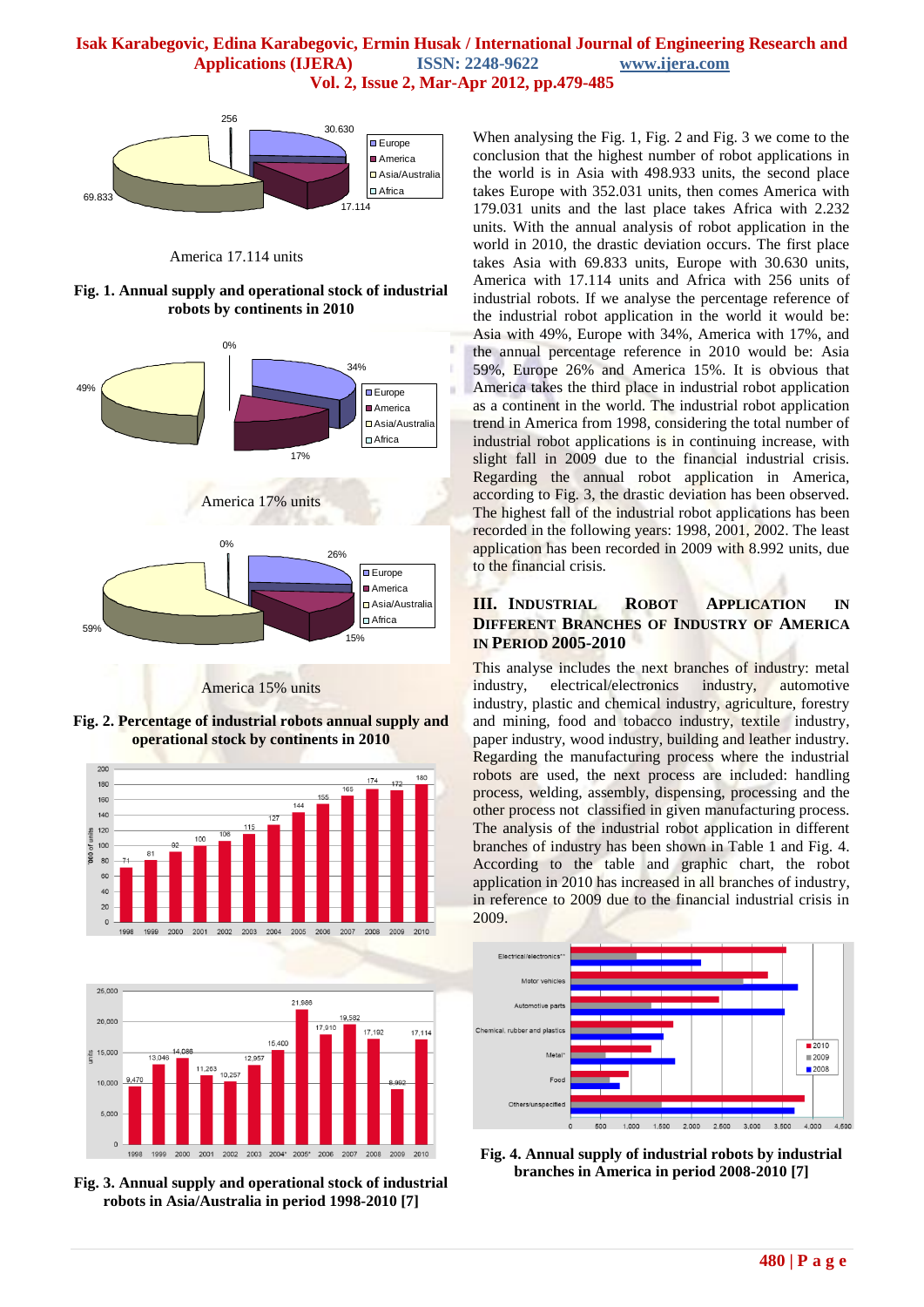America 17.114 units

**Fig. 1. Annual supply and operational stock of industrial robots by continents in 2010**

America 17% units

America 15% units

**Fig. 2. Percentage of industrial robots annual supply and operational stock by continents in 2010**

**Fig. 3. Annual supply and operational stock of industrial robots in Asia/Australia in period 1998-2010 [7]**

When analysing the Fig. 1, Fig. 2 and Fig. 3 we come to the conclusion that the highest number of robot applications in the world is in Asia with 498.933 units, the second place takes Europe with 352.031 units, then comes America with 179.031 units and the last place takes Africa with 2.232 units. With the annual analysis of robot application in the world in 2010, the drastic deviation occurs. The first place takes Asia with 69.833 units, Europe with 30.630 units, America with 17.114 units and Africa with 256 units of industrial robots. If we analyse the percentage reference of the industrial robot application in the world it would be: Asia with 49%, Europe with 34%, America with 17%, and the annual percentage reference in 2010 would be: Asia 59%, Europe 26% and America 15%. It is obvious that America takes the third place in industrial robot application as a continent in the world. The industrial robot application trend in America from 1998, considering the total number of industrial robot applications is in continuing increase, with slight fall in 2009 due to the financial industrial crisis. Regarding the annual robot application in America, according to Fig. 3, the drastic deviation has been observed. The highest fall of the industrial robot applications has been recorded in the following years: 1998, 2001, 2002. The least application has been recorded in 2009 with 8.992 units, due to the financial crisis.

## III. Industrial Robot Application in Different Branches of Industry of America in Period 2005-2010

This analyse includes the next branches of industry: metal industry, electrical/electronics industry, automotive industry, plastic and chemical industry, agriculture, forestry and mining, food and tobacco industry, textile industry, paper industry, wood industry, building and leather industry. Regarding the manufacturing process where the industrial robots are used, the next process are included: handling process, welding, assembly, dispensing, processing and the other process not classified in given manufacturing process. The analysis of the industrial robot application in different branches of industry has been shown in Table 1 and Fig. 4. According to the table and graphic chart, the robot application in 2010 has increased in all branches of industry, in reference to 2009 due to the financial industrial crisis in 2009.

**Fig. 4. Annual supply of industrial robots by industrial branches in America in period 2008-2010 [7]**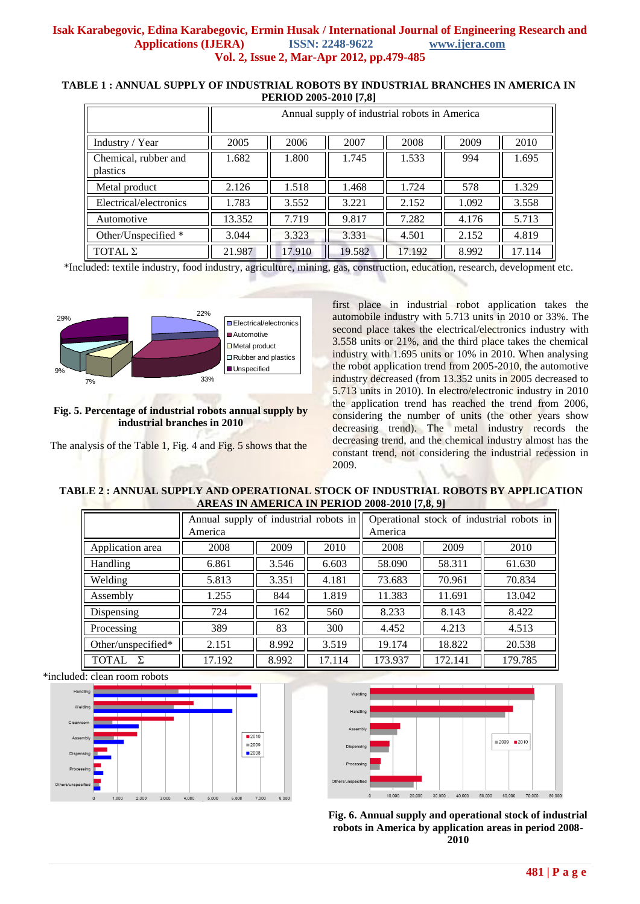**TABLE 1 : ANNUAL SUPPLY OF INDUSTRIAL ROBOTS BY INDUSTRIAL BRANCHES IN AMERICA IN PERIOD 2005-2010 [7,8]**

| | Annual supply of industrial robots in America | | | | | |
|---|---|---|---|---|---|---|
| Industry / Year | 2005 | 2006 | 2007 | 2008 | 2009 | 2010 |
| Chemical, rubber and plastics | 1.682 | 1.800 | 1.745 | 1.533 | 994 | 1.695 |
| Metal product | 2.126 | 1.518 | 1.468 | 1.724 | 578 | 1.329 |
| Electrical/electronics | 1.783 | 3.552 | 3.221 | 2.152 | 1.092 | 3.558 |
| Automotive | 13.352 | 7.719 | 9.817 | 7.282 | 4.176 | 5.713 |
| Other/Unspecified * | 3.044 | 3.323 | 3.331 | 4.501 | 2.152 | 4.819 |
| TOTAL Σ | 21.987 | 17.910 | 19.582 | 17.192 | 8.992 | 17.114 |

*Included: textile industry, food industry, agriculture, mining, gas, construction, education, research, development etc.

**Fig. 5. Percentage of industrial robots annual supply by industrial branches in 2010**

The analysis of the Table 1, Fig. 4 and Fig. 5 shows that the first place in industrial robot application takes the automobile industry with 5.713 units in 2010 or 33%. The second place takes the electrical/electronics industry with 3.558 units or 21%, and the third place takes the chemical industry with 1.695 units or 10% in 2010. When analysing the robot application trend from 2005-2010, the automotive industry decreased (from 13.352 units in 2005 decreased to 5.713 units in 2010). In electro/electronic industry in 2010 the application trend has reached the trend from 2006, considering the number of units (the other years show decreasing trend). The metal industry records the decreasing trend, and the chemical industry almost has the constant trend, not considering the industrial recession in 2009.

**TABLE 2 : ANNUAL SUPPLY AND OPERATIONAL STOCK OF INDUSTRIAL ROBOTS BY APPLICATION AREAS IN AMERICA IN PERIOD 2008-2010 [7,8, 9]**

| | Annual supply of industrial robots in America | | | Operational stock of industrial robots in America | | |
|---|---|---|---|---|---|---|
| Application area | 2008 | 2009 | 2010 | 2008 | 2009 | 2010 |
| Handling | 6.861 | 3.546 | 6.603 | 58.090 | 58.311 | 61.630 |
| Welding | 5.813 | 3.351 | 4.181 | 73.683 | 70.961 | 70.834 |
| Assembly | 1.255 | 844 | 1.819 | 11.383 | 11.691 | 13.042 |
| Dispensing | 724 | 162 | 560 | 8.233 | 8.143 | 8.422 |
| Processing | 389 | 83 | 300 | 4.452 | 4.213 | 4.513 |
| Other/unspecified* | 2.151 | 8.992 | 3.519 | 19.174 | 18.822 | 20.538 |
| TOTAL Σ | 17.192 | 8.992 | 17.114 | 173.937 | 172.141 | 179.785 |

*included: clean room robots

**Fig. 6. Annual supply and operational stock of industrial robots in America by application areas in period 2008-2010**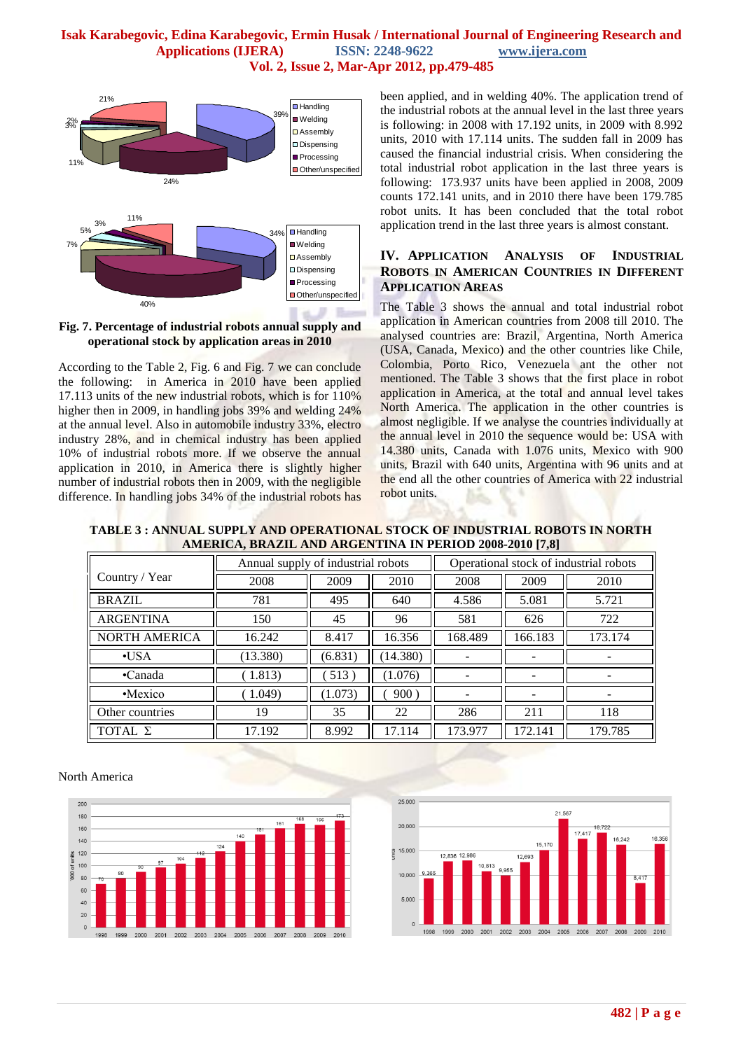Fig. 7. Percentage of industrial robots annual supply and operational stock by application areas in 2010

According to the Table 2, Fig. 6 and Fig. 7 we can conclude the following: in America in 2010 have been applied 17.113 units of the new industrial robots, which is for 110% higher then in 2009, in handling jobs 39% and welding 24% at the annual level. Also in automobile industry 33%, electro industry 28%, and in chemical industry has been applied 10% of industrial robots more. If we observe the annual application in 2010, in America there is slightly higher number of industrial robots then in 2009, with the negligible difference. In handling jobs 34% of the industrial robots has been applied, and in welding 40%. The application trend of the industrial robots at the annual level in the last three years is following: in 2008 with 17.192 units, in 2009 with 8.992 units, 2010 with 17.114 units. The sudden fall in 2009 has caused the financial industrial crisis. When considering the total industrial robot application in the last three years is following: 173.937 units have been applied in 2008, 2009 counts 172.141 units, and in 2010 there have been 179.785 robot units. It has been concluded that the total robot application trend in the last three years is almost constant.

## IV. Application Analysis of Industrial Robots in American Countries in Different Application Areas

The Table 3 shows the annual and total industrial robot application in American countries from 2008 till 2010. The analysed countries are: Brazil, Argentina, North America (USA, Canada, Mexico) and the other countries like Chile, Colombia, Porto Rico, Venezuela ant the other not mentioned. The Table 3 shows that the first place in robot application in America, at the total and annual level takes North America. The application in the other countries is almost negligible. If we analyse the countries individually at the annual level in 2010 the sequence would be: USA with 14.380 units, Canada with 1.076 units, Mexico with 900 units, Brazil with 640 units, Argentina with 96 units and at the end all the other countries of America with 22 industrial robot units.

TABLE 3 : ANNUAL SUPPLY AND OPERATIONAL STOCK OF INDUSTRIAL ROBOTS IN NORTH AMERICA, BRAZIL AND ARGENTINA IN PERIOD 2008-2010 [7,8]

| Country / Year | Annual supply of industrial robots | | | Operational stock of industrial robots | | |
|---|---|---|---|---|---|---|
| | 2008 | 2009 | 2010 | 2008 | 2009 | 2010 |
| BRAZIL | 781 | 495 | 640 | 4.586 | 5.081 | 5.721 |
| ARGENTINA | 150 | 45 | 96 | 581 | 626 | 722 |
| NORTH AMERICA | 16.242 | 8.417 | 16.356 | 168.489 | 166.183 | 173.174 |
| •USA | (13.380) | (6.831) | (14.380) | - | - | - |
| •Canada | ( 1.813) | ( 513 ) | (1.076) | - | - | - |
| •Mexico | ( 1.049) | (1.073) | ( 900 ) | - | - | - |
| Other countries | 19 | 35 | 22 | 286 | 211 | 118 |
| TOTAL Σ | 17.192 | 8.992 | 17.114 | 173.977 | 172.141 | 179.785 |

North America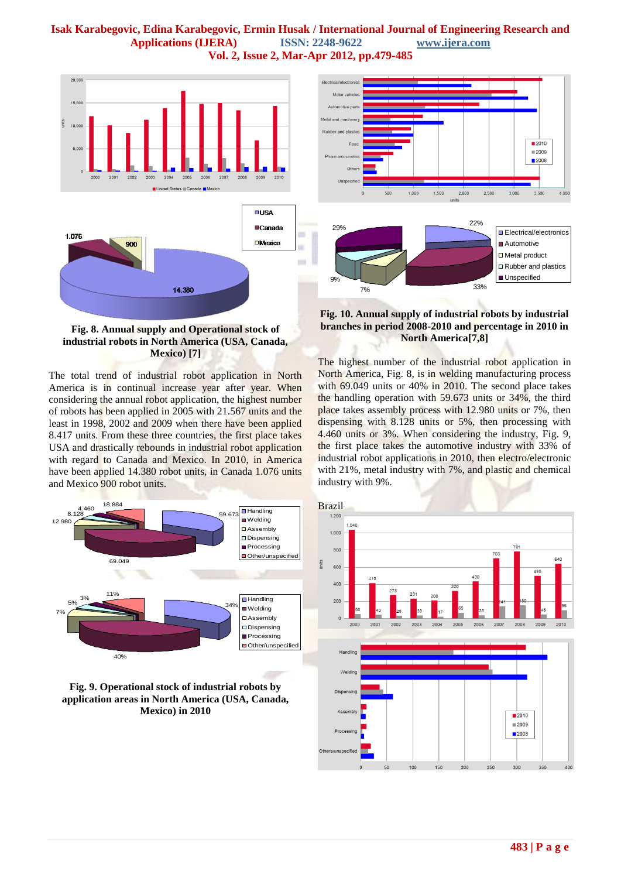Fig. 8. Annual supply and Operational stock of industrial robots in North America (USA, Canada, Mexico) [7]

The total trend of industrial robot application in North America is in continual increase year after year. When considering the annual robot application, the highest number of robots has been applied in 2005 with 21.567 units and the least in 1998, 2002 and 2009 when there have been applied 8.417 units. From these three countries, the first place takes USA and drastically rebounds in industrial robot application with regard to Canada and Mexico. In 2010, in America have been applied 14.380 robot units, in Canada 1.076 units and Mexico 900 robot units.

Fig. 9. Operational stock of industrial robots by application areas in North America (USA, Canada, Mexico) in 2010

Fig. 10. Annual supply of industrial robots by industrial branches in period 2008-2010 and percentage in 2010 in North America[7,8]

The highest number of the industrial robot application in North America, Fig. 8, is in welding manufacturing process with 69.049 units or 40% in 2010. The second place takes the handling operation with 59.673 units or 34%, the third place takes assembly process with 12.980 units or 7%, then dispensing with 8.128 units or 5%, then processing with 4.460 units or 3%. When considering the industry, Fig. 9, the first place takes the automotive industry with 33% of industrial robot applications in 2010, then electro/electronic with 21%, metal industry with 7%, and plastic and chemical industry with 9%.

Brazil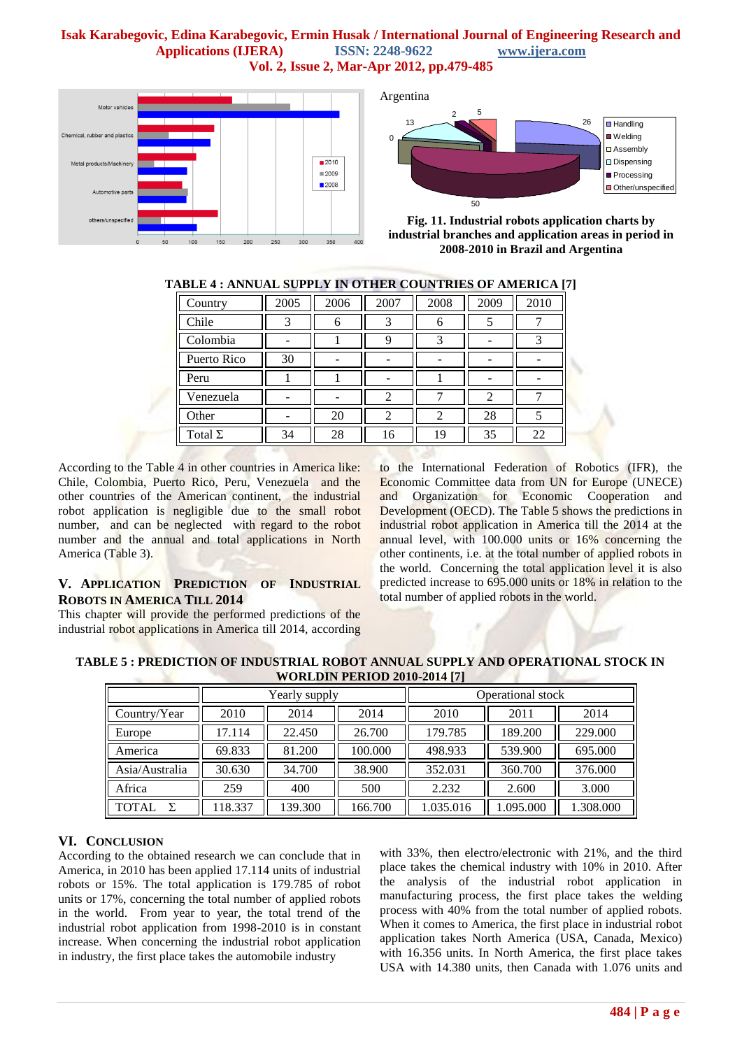Fig. 11. Industrial robots application charts by industrial branches and application areas in period in 2008-2010 in Brazil and Argentina

TABLE 4 : ANNUAL SUPPLY IN OTHER COUNTRIES OF AMERICA [7]

| Country | 2005 | 2006 | 2007 | 2008 | 2009 | 2010 |
|---|---|---|---|---|---|---|
| Chile | 3 | 6 | 3 | 6 | 5 | 7 |
| Colombia | - | 1 | 9 | 3 | - | 3 |
| Puerto Rico | 30 | - | - | - | - | - |
| Peru | 1 | 1 | - | 1 | - | - |
| Venezuela | - | - | 2 | 7 | 2 | 7 |
| Other | - | 20 | 2 | 2 | 28 | 5 |
| Total Σ | 34 | 28 | 16 | 19 | 35 | 22 |

According to the Table 4 in other countries in America like: Chile, Colombia, Puerto Rico, Peru, Venezuela and the other countries of the American continent, the industrial robot application is negligible due to the small robot number, and can be neglected with regard to the robot number and the annual and total applications in North America (Table 3).

## V. Application Prediction of Industrial Robots in America Till 2014

This chapter will provide the performed predictions of the industrial robot applications in America till 2014, according to the International Federation of Robotics (IFR), the Economic Committee data from UN for Europe (UNECE) and Organization for Economic Cooperation and Development (OECD). The Table 5 shows the predictions in industrial robot application in America till the 2014 at the annual level, with 100.000 units or 16% concerning the other continents, i.e. at the total number of applied robots in the world. Concerning the total application level it is also predicted increase to 695.000 units or 18% in relation to the total number of applied robots in the world.

TABLE 5 : PREDICTION OF INDUSTRIAL ROBOT ANNUAL SUPPLY AND OPERATIONAL STOCK IN WORLDIN PERIOD 2010-2014 [7]

| | Yearly supply | | | Operational stock | | |
|---|---|---|---|---|---|---|
| Country/Year | 2010 | 2014 | 2014 | 2010 | 2011 | 2014 |
| Europe | 17.114 | 22.450 | 26.700 | 179.785 | 189.200 | 229.000 |
| America | 69.833 | 81.200 | 100.000 | 498.933 | 539.900 | 695.000 |
| Asia/Australia | 30.630 | 34.700 | 38.900 | 352.031 | 360.700 | 376.000 |
| Africa | 259 | 400 | 500 | 2.232 | 2.600 | 3.000 |
| TOTAL Σ | 118.337 | 139.300 | 166.700 | 1.035.016 | 1.095.000 | 1.308.000 |

## VI. Conclusion

According to the obtained research we can conclude that in America, in 2010 has been applied 17.114 units of industrial robots or 15%. The total application is 179.785 of robot units or 17%, concerning the total number of applied robots in the world. From year to year, the total trend of the industrial robot application from 1998-2010 is in constant increase. When concerning the industrial robot application in industry, the first place takes the automobile industry with 33%, then electro/electronic with 21%, and the third place takes the chemical industry with 10% in 2010. After the analysis of the industrial robot application in manufacturing process, the first place takes the welding process with 40% from the total number of applied robots. When it comes to America, the first place in industrial robot application takes North America (USA, Canada, Mexico) with 16.356 units. In North America, the first place takes USA with 14.380 units, then Canada with 1.076 units and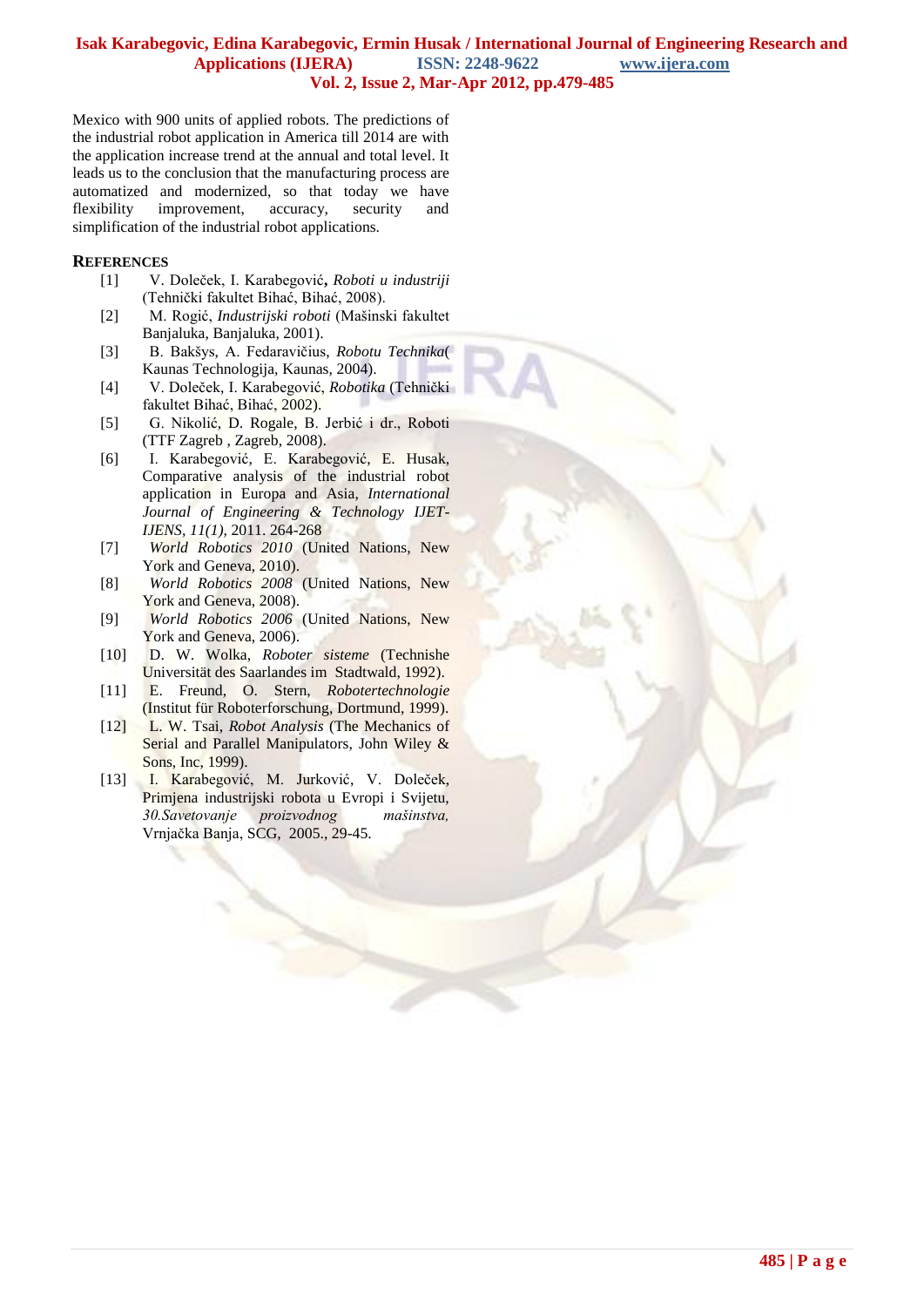Mexico with 900 units of applied robots. The predictions of the industrial robot application in America till 2014 are with the application increase trend at the annual and total level. It leads us to the conclusion that the manufacturing process are automatized and modernized, so that today we have flexibility improvement, accuracy, security and simplification of the industrial robot applications.

## References

[1] V. Doleček, I. Karabegović**,** *Roboti u industriji* (Tehnički fakultet Bihać, Bihać, 2008).

[2] M. Rogić, *Industrijski roboti* (Mašinski fakultet Banjaluka, Banjaluka, 2001).

[3] B. Bakšys, A. Fedaravičius, *Robotu Technika*( Kaunas Technologija, Kaunas, 2004).

[4] V. Doleček, I. Karabegović, *Robotika* (Tehnički fakultet Bihać, Bihać, 2002).

[5] G. Nikolić, D. Rogale, B. Jerbić i dr., Roboti (TTF Zagreb , Zagreb, 2008).

[6] I. Karabegović, E. Karabegović, E. Husak, Comparative analysis of the industrial robot application in Europa and Asia, *International Journal of Engineering & Technology IJET-IJENS, 11(1),* 2011. 264-268

[7] *World Robotics 2010* (United Nations, New York and Geneva, 2010).

[8] *World Robotics 2008* (United Nations, New York and Geneva, 2008).

[9] *World Robotics 2006* (United Nations, New York and Geneva, 2006).

[10] D. W. Wolka, *Roboter sisteme* (Technishe Universität des Saarlandes im Stadtwald, 1992).

[11] E. Freund, O. Stern, *Robotertechnologie* (Institut für Roboterforschung, Dortmund, 1999).

[12] L. W. Tsai, *Robot Analysis* (The Mechanics of Serial and Parallel Manipulators, John Wiley & Sons, Inc, 1999).

[13] I. Karabegović, M. Jurković, V. Doleček, Primjena industrijski robota u Evropi i Svijetu, *30.Savetovanje proizvodnog mašinstva,* Vrnjačka Banja, SCG, 2005., 29-45.